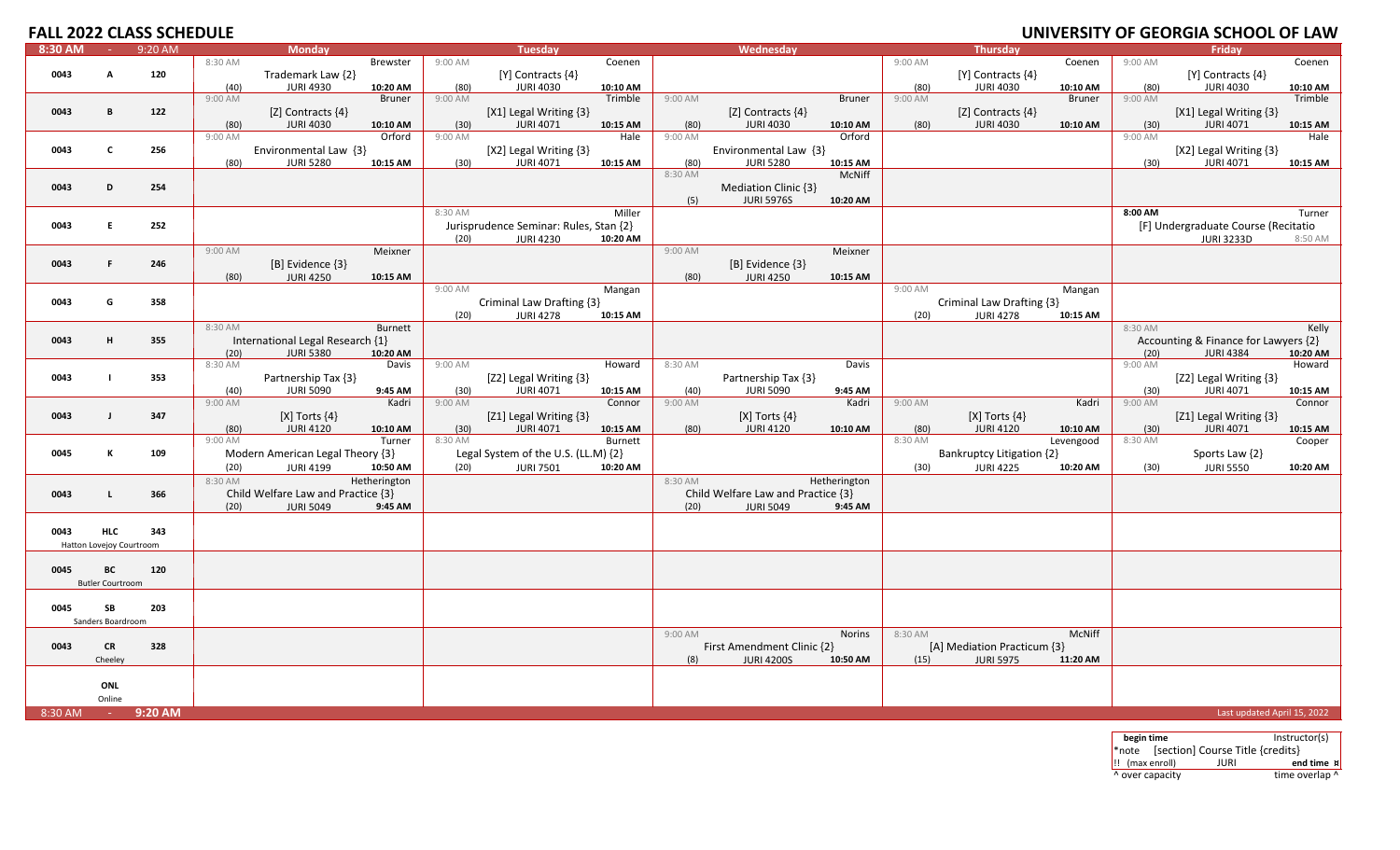# FALL 2022 CLASS SCHEDULE

# UNIVERSITY OF GEORGIA SCHOOL OF LAW

| 8:30 AM - 9:20 AM | | | Monday | Tuesday | Wednesday | Thursday | Friday |
|---|---|---|---|---|---|---|---|
| 0043 | A | 120 | 8:30 AM Brewster<br>Trademark Law {2}<br>(40) JURI 4930 10:20 AM | 9:00 AM Coenen<br>[Y] Contracts {4}<br>(80) JURI 4030 10:10 AM | | 9:00 AM Coenen<br>[Y] Contracts {4}<br>(80) JURI 4030 10:10 AM | 9:00 AM Coenen<br>[Y] Contracts {4}<br>(80) JURI 4030 10:10 AM |
| 0043 | B | 122 | 9:00 AM Bruner<br>[Z] Contracts {4}<br>(80) JURI 4030 10:10 AM | 9:00 AM Trimble<br>[X1] Legal Writing {3}<br>(30) JURI 4071 10:15 AM | 9:00 AM Bruner<br>[Z] Contracts {4}<br>(80) JURI 4030 10:10 AM | 9:00 AM Bruner<br>[Z] Contracts {4}<br>(80) JURI 4030 10:10 AM | 9:00 AM Trimble<br>[X1] Legal Writing {3}<br>(30) JURI 4071 10:15 AM |
| 0043 | C | 256 | 9:00 AM Orford<br>Environmental Law {3}<br>(80) JURI 5280 10:15 AM | 9:00 AM Hale<br>[X2] Legal Writing {3}<br>(30) JURI 4071 10:15 AM | 9:00 AM Orford<br>Environmental Law {3}<br>(80) JURI 5280 10:15 AM | | 9:00 AM Hale<br>[X2] Legal Writing {3}<br>(30) JURI 4071 10:15 AM |
| 0043 | D | 254 | | | 8:30 AM McNiff<br>Mediation Clinic {3}<br>(5) JURI 5976S 10:20 AM | | |
| 0043 | E | 252 | | 8:30 AM Miller<br>Jurisprudence Seminar: Rules, Stan {2}<br>(20) JURI 4230 10:20 AM | | | 8:00 AM Turner<br>[F] Undergraduate Course (Recitatio<br>JURI 3233D 8:50 AM |
| 0043 | F | 246 | 9:00 AM Meixner<br>[B] Evidence {3}<br>(80) JURI 4250 10:15 AM | | 9:00 AM Meixner<br>[B] Evidence {3}<br>(80) JURI 4250 10:15 AM | | |
| 0043 | G | 358 | | 9:00 AM Mangan<br>Criminal Law Drafting {3}<br>(20) JURI 4278 10:15 AM | | 9:00 AM Mangan<br>Criminal Law Drafting {3}<br>(20) JURI 4278 10:15 AM | |
| 0043 | H | 355 | 8:30 AM Burnett<br>International Legal Research {1}<br>(20) JURI 5380 10:20 AM | | | | 8:30 AM Kelly<br>Accounting & Finance for Lawyers {2}<br>(20) JURI 4384 10:20 AM |
| 0043 | I | 353 | 8:30 AM Davis<br>Partnership Tax {3}<br>(40) JURI 5090 9:45 AM | 9:00 AM Howard<br>[Z2] Legal Writing {3}<br>(30) JURI 4071 10:15 AM | 8:30 AM Davis<br>Partnership Tax {3}<br>(40) JURI 5090 9:45 AM | | 9:00 AM Howard<br>[Z2] Legal Writing {3}<br>(30) JURI 4071 10:15 AM |
| 0043 | J | 347 | 9:00 AM Kadri<br>[X] Torts {4}<br>(80) JURI 4120 10:10 AM | 9:00 AM Connor<br>[Z1] Legal Writing {3}<br>(30) JURI 4071 10:15 AM | 9:00 AM Kadri<br>[X] Torts {4}<br>(80) JURI 4120 10:10 AM | 9:00 AM Kadri<br>[X] Torts {4}<br>(80) JURI 4120 10:10 AM | 9:00 AM Connor<br>[Z1] Legal Writing {3}<br>(30) JURI 4071 10:15 AM |
| 0045 | K | 109 | 9:00 AM Turner<br>Modern American Legal Theory {3}<br>(20) JURI 4199 10:50 AM | 8:30 AM Burnett<br>Legal System of the U.S. (LL.M) {2}<br>(20) JURI 7501 10:20 AM | | 8:30 AM Levengood<br>Bankruptcy Litigation {2}<br>(30) JURI 4225 10:20 AM | 8:30 AM Cooper<br>Sports Law {2}<br>(30) JURI 5550 10:20 AM |
| 0043 | L | 366 | 8:30 AM Hetherington<br>Child Welfare Law and Practice {3}<br>(20) JURI 5049 9:45 AM | | 8:30 AM Hetherington<br>Child Welfare Law and Practice {3}<br>(20) JURI 5049 9:45 AM | | |
| 0043 | HLC<br>Hatton Lovejoy Courtroom | 343 | | | | | |
| 0045 | BC<br>Butler Courtroom | 120 | | | | | |
| 0045 | SB<br>Sanders Boardroom | 203 | | | | | |
| 0043 | CR<br>Cheeley | 328 | | | 9:00 AM Norins<br>First Amendment Clinic {2}<br>(8) JURI 4200S 10:50 AM | 8:30 AM McNiff<br>[A] Mediation Practicum {3}<br>(15) JURI 5975 11:20 AM | |
| | ONL<br>Online | | | | | | |
| 8:30 AM - 9:20 AM | | | | | | | Last updated April 15, 2022 |

| begin time | | Instructor(s) |
|---|---|---|
| *note | [section] Course Title {credits} | |
| !! (max enroll) | JURI | end time ¤ |
| ^ over capacity | | time overlap ^ |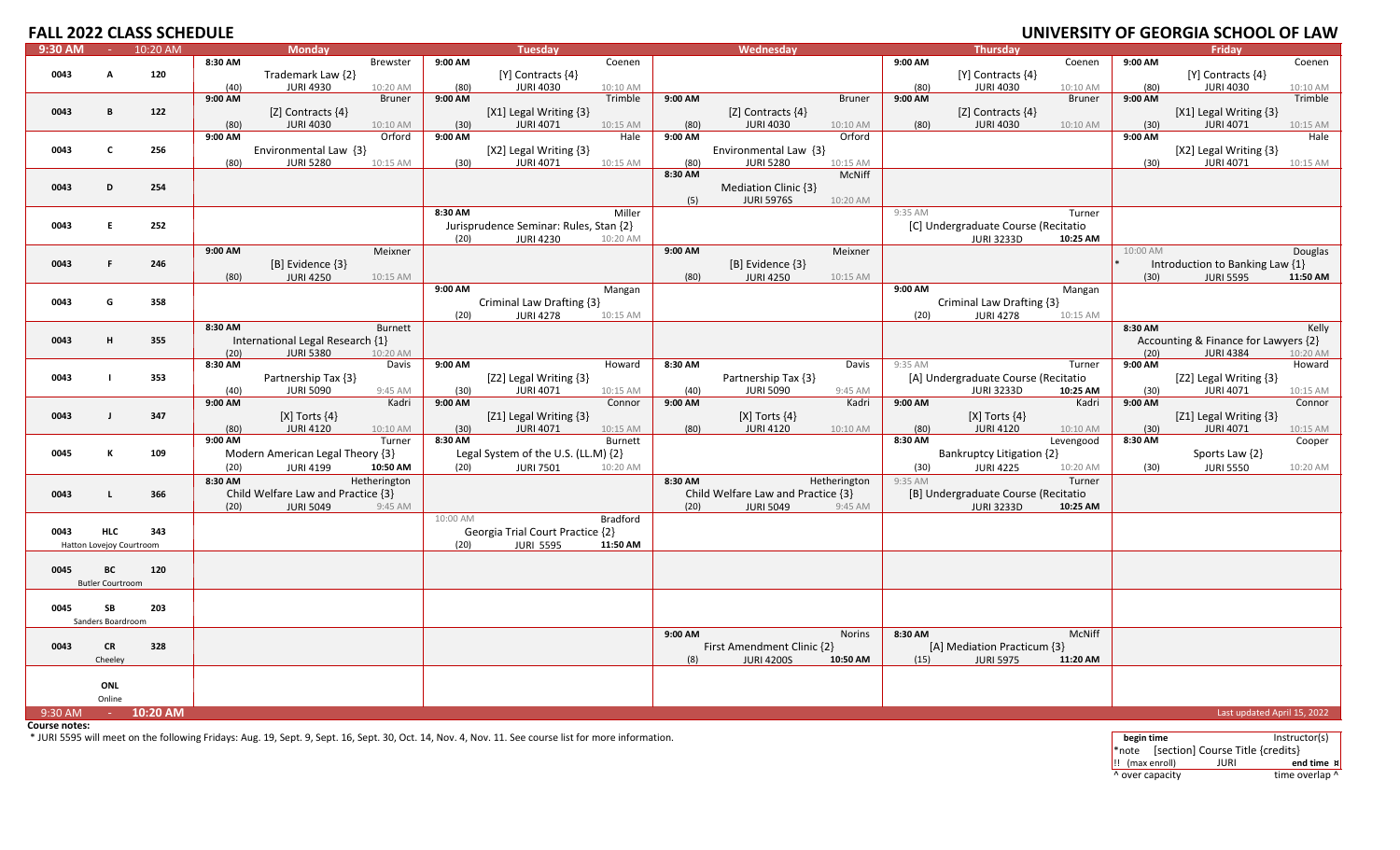# FALL 2022 CLASS SCHEDULE

## UNIVERSITY OF GEORGIA SCHOOL OF LAW

| 9:30 AM - 10:20 AM | | | Monday | Tuesday | Wednesday | Thursday | Friday |
|---|---|---|---|---|---|---|---|
| 0043 | A | 120 | 8:30 AM Brewster; Trademark Law {2}; (40) JURI 4930 10:20 AM | 9:00 AM Coenen; [Y] Contracts {4}; (80) JURI 4030 10:10 AM | | 9:00 AM Coenen; [Y] Contracts {4}; (80) JURI 4030 10:10 AM | 9:00 AM Coenen; [Y] Contracts {4}; (80) JURI 4030 10:10 AM |
| 0043 | B | 122 | 9:00 AM Bruner; [Z] Contracts {4}; (80) JURI 4030 10:10 AM | 9:00 AM Trimble; [X1] Legal Writing {3}; (30) JURI 4071 10:15 AM | 9:00 AM Bruner; [Z] Contracts {4}; (80) JURI 4030 10:10 AM | 9:00 AM Bruner; [Z] Contracts {4}; (80) JURI 4030 10:10 AM | 9:00 AM Trimble; [X1] Legal Writing {3}; (30) JURI 4071 10:15 AM |
| 0043 | C | 256 | 9:00 AM Orford; Environmental Law {3}; (80) JURI 5280 10:15 AM | 9:00 AM Hale; [X2] Legal Writing {3}; (30) JURI 4071 10:15 AM | 9:00 AM Orford; Environmental Law {3}; (80) JURI 5280 10:15 AM | | 9:00 AM Hale; [X2] Legal Writing {3}; (30) JURI 4071 10:15 AM |
| 0043 | D | 254 | | | 8:30 AM McNiff; Mediation Clinic {3}; (5) JURI 5976S 10:20 AM | | |
| 0043 | E | 252 | | 8:30 AM Miller; Jurisprudence Seminar: Rules, Stan {2}; (20) JURI 4230 10:20 AM | | 9:35 AM Turner; [C] Undergraduate Course (Recitatio; JURI 3233D **10:25 AM** | |
| 0043 | F | 246 | 9:00 AM Meixner; [B] Evidence {3}; (80) JURI 4250 10:15 AM | | 9:00 AM Meixner; [B] Evidence {3}; (80) JURI 4250 10:15 AM | | 10:00 AM Douglas; * Introduction to Banking Law {1}; (30) JURI 5595 **11:50 AM** |
| 0043 | G | 358 | | 9:00 AM Mangan; Criminal Law Drafting {3}; (20) JURI 4278 10:15 AM | | 9:00 AM Mangan; Criminal Law Drafting {3}; (20) JURI 4278 10:15 AM | |
| 0043 | H | 355 | 8:30 AM Burnett; International Legal Research {1}; (20) JURI 5380 10:20 AM | | | | 8:30 AM Kelly; Accounting & Finance for Lawyers {2}; (20) JURI 4384 10:20 AM |
| 0043 | I | 353 | 8:30 AM Davis; Partnership Tax {3}; (40) JURI 5090 9:45 AM | 9:00 AM Howard; [Z2] Legal Writing {3}; (30) JURI 4071 10:15 AM | 8:30 AM Davis; Partnership Tax {3}; (40) JURI 5090 9:45 AM | 9:35 AM Turner; [A] Undergraduate Course (Recitatio; JURI 3233D **10:25 AM** | 9:00 AM Howard; [Z2] Legal Writing {3}; (30) JURI 4071 10:15 AM |
| 0043 | J | 347 | 9:00 AM Kadri; [X] Torts {4}; (80) JURI 4120 10:10 AM | 9:00 AM Connor; [Z1] Legal Writing {3}; (30) JURI 4071 10:15 AM | 9:00 AM Kadri; [X] Torts {4}; (80) JURI 4120 10:10 AM | 9:00 AM Kadri; [X] Torts {4}; (80) JURI 4120 10:10 AM | 9:00 AM Connor; [Z1] Legal Writing {3}; (30) JURI 4071 10:15 AM |
| 0045 | K | 109 | 9:00 AM Turner; Modern American Legal Theory {3}; (20) JURI 4199 **10:50 AM** | 8:30 AM Burnett; Legal System of the U.S. (LL.M) {2}; (20) JURI 7501 10:20 AM | | 8:30 AM Levengood; Bankruptcy Litigation {2}; (30) JURI 4225 10:20 AM | 8:30 AM Cooper; Sports Law {2}; (30) JURI 5550 10:20 AM |
| 0043 | L | 366 | 8:30 AM Hetherington; Child Welfare Law and Practice {3}; (20) JURI 5049 9:45 AM | | 8:30 AM Hetherington; Child Welfare Law and Practice {3}; (20) JURI 5049 9:45 AM | 9:35 AM Turner; [B] Undergraduate Course (Recitatio; JURI 3233D **10:25 AM** | |
| 0043 | HLC (Hatton Lovejoy Courtroom) | 343 | | 10:00 AM Bradford; Georgia Trial Court Practice {2}; (20) JURI 5595 **11:50 AM** | | | |
| 0045 | BC (Butler Courtroom) | 120 | | | | | |
| 0045 | SB (Sanders Boardroom) | 203 | | | | | |
| 0043 | CR (Cheeley) | 328 | | | 9:00 AM Norins; First Amendment Clinic {2}; (8) JURI 4200S **10:50 AM** | 8:30 AM McNiff; [A] Mediation Practicum {3}; (15) JURI 5975 **11:20 AM** | |
| | ONL (Online) | | | | | | |

9:30 AM - **10:20 AM**

Last updated April 15, 2022

**Course notes:**

* JURI 5595 will meet on the following Fridays: Aug. 19, Sept. 9, Sept. 16, Sept. 30, Oct. 14, Nov. 4, Nov. 11. See course list for more information.

| **begin time** | | Instructor(s) |
|---|---|---|
| *note | [section] Course Title {credits} | |
| !! (max enroll) | JURI | **end time** ¤ |
| ^ over capacity | | time overlap ^ |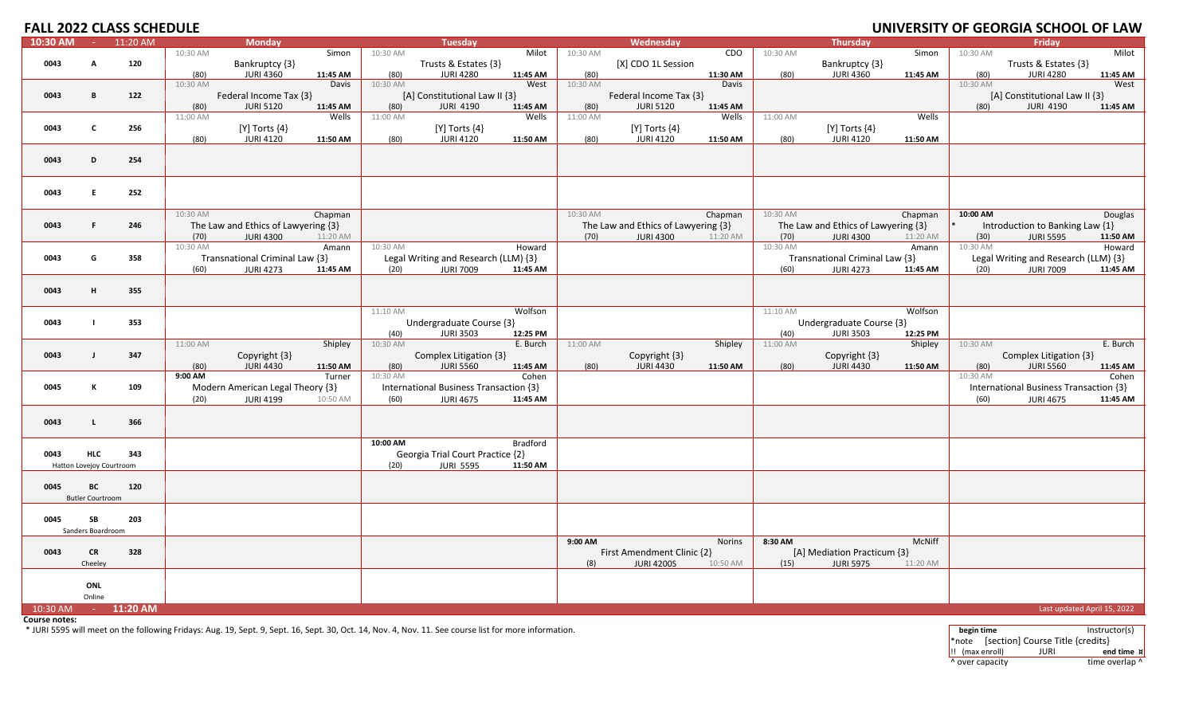# FALL 2022 CLASS SCHEDULE

# UNIVERSITY OF GEORGIA SCHOOL OF LAW

| 10:30 AM - 11:20 AM | Monday | Tuesday | Wednesday | Thursday | Friday |
|---|---|---|---|---|---|
| 0043 A 120 | 10:30 AM Simon<br>Bankruptcy {3}<br>(80) JURI 4360 11:45 AM | 10:30 AM Milot<br>Trusts & Estates {3}<br>(80) JURI 4280 11:45 AM | 10:30 AM CDO<br>[X] CDO 1L Session<br>(80) 11:30 AM | 10:30 AM Simon<br>Bankruptcy {3}<br>(80) JURI 4360 11:45 AM | 10:30 AM Milot<br>Trusts & Estates {3}<br>(80) JURI 4280 11:45 AM |
| 0043 B 122 | 10:30 AM Davis<br>Federal Income Tax {3}<br>(80) JURI 5120 11:45 AM | 10:30 AM West<br>[A] Constitutional Law II {3}<br>(80) JURI 4190 11:45 AM | 10:30 AM Davis<br>Federal Income Tax {3}<br>(80) JURI 5120 11:45 AM | | 10:30 AM West<br>[A] Constitutional Law II {3}<br>(80) JURI 4190 11:45 AM |
| 0043 C 256 | 11:00 AM Wells<br>[Y] Torts {4}<br>(80) JURI 4120 11:50 AM | 11:00 AM Wells<br>[Y] Torts {4}<br>(80) JURI 4120 11:50 AM | 11:00 AM Wells<br>[Y] Torts {4}<br>(80) JURI 4120 11:50 AM | 11:00 AM Wells<br>[Y] Torts {4}<br>(80) JURI 4120 11:50 AM | |
| 0043 D 254 | | | | | |
| 0043 E 252 | | | | | |
| 0043 F 246 | 10:30 AM Chapman<br>The Law and Ethics of Lawyering {3}<br>(70) JURI 4300 11:20 AM | | 10:30 AM Chapman<br>The Law and Ethics of Lawyering {3}<br>(70) JURI 4300 11:20 AM | 10:30 AM Chapman<br>The Law and Ethics of Lawyering {3}<br>(70) JURI 4300 11:20 AM | **10:00 AM** Douglas<br>* Introduction to Banking Law {1}<br>(30) JURI 5595 **11:50 AM** |
| 0043 G 358 | 10:30 AM Amann<br>Transnational Criminal Law {3}<br>(60) JURI 4273 11:45 AM | 10:30 AM Howard<br>Legal Writing and Research (LLM) {3}<br>(20) JURI 7009 11:45 AM | | 10:30 AM Amann<br>Transnational Criminal Law {3}<br>(60) JURI 4273 11:45 AM | 10:30 AM Howard<br>Legal Writing and Research (LLM) {3}<br>(20) JURI 7009 11:45 AM |
| 0043 H 355 | | | | | |
| 0043 I 353 | | 11:10 AM Wolfson<br>Undergraduate Course {3}<br>(40) JURI 3503 **12:25 PM** | | 11:10 AM Wolfson<br>Undergraduate Course {3}<br>(40) JURI 3503 **12:25 PM** | |
| 0043 J 347 | 11:00 AM Shipley<br>Copyright {3}<br>(80) JURI 4430 11:50 AM | 10:30 AM E. Burch<br>Complex Litigation {3}<br>(80) JURI 5560 11:45 AM | 11:00 AM Shipley<br>Copyright {3}<br>(80) JURI 4430 11:50 AM | 11:00 AM Shipley<br>Copyright {3}<br>(80) JURI 4430 11:50 AM | 10:30 AM E. Burch<br>Complex Litigation {3}<br>(80) JURI 5560 11:45 AM |
| 0045 K 109 | **9:00 AM** Turner<br>Modern American Legal Theory {3}<br>(20) JURI 4199 10:50 AM | 10:30 AM Cohen<br>International Business Transaction {3}<br>(60) JURI 4675 11:45 AM | | | 10:30 AM Cohen<br>International Business Transaction {3}<br>(60) JURI 4675 11:45 AM |
| 0043 L 366 | | | | | |
| 0043 HLC 343<br>Hatton Lovejoy Courtroom | | **10:00 AM** Bradford<br>Georgia Trial Court Practice {2}<br>(20) JURI 5595 **11:50 AM** | | | |
| 0045 BC 120<br>Butler Courtroom | | | | | |
| 0045 SB 203<br>Sanders Boardroom | | | | | |
| 0043 CR 328<br>Cheeley | | | **9:00 AM** Norins<br>First Amendment Clinic {2}<br>(8) JURI 4200S 10:50 AM | **8:30 AM** McNiff<br>[A] Mediation Practicum {3}<br>(15) JURI 5975 11:20 AM | |
| ONL<br>Online | | | | | |

10:30 AM - **11:20 AM** Last updated April 15, 2022

**Course notes:**

\* JURI 5595 will meet on the following Fridays: Aug. 19, Sept. 9, Sept. 16, Sept. 30, Oct. 14, Nov. 4, Nov. 11. See course list for more information.

| **begin time** | | Instructor(s) |
|---|---|---|
| *note | [section] Course Title {credits} | |
| !! (max enroll) | JURI | **end time ¤** |
| ^ over capacity | | time overlap ^ |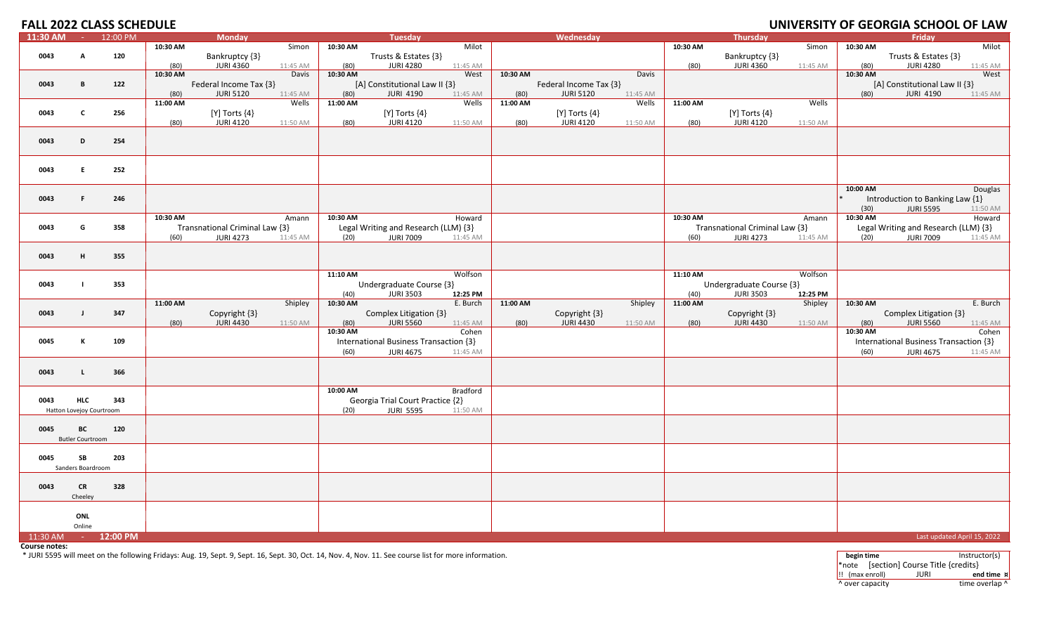# FALL 2022 CLASS SCHEDULE

## UNIVERSITY OF GEORGIA SCHOOL OF LAW

| 11:30 AM - 12:00 PM | | | Monday | Tuesday | Wednesday | Thursday | Friday |
|---|---|---|---|---|---|---|---|
| 0043 | A | 120 | 10:30 AM Simon<br>Bankruptcy {3}<br>(80) JURI 4360 11:45 AM | 10:30 AM Milot<br>Trusts & Estates {3}<br>(80) JURI 4280 11:45 AM | | 10:30 AM Simon<br>Bankruptcy {3}<br>(80) JURI 4360 11:45 AM | 10:30 AM Milot<br>Trusts & Estates {3}<br>(80) JURI 4280 11:45 AM |
| 0043 | B | 122 | 10:30 AM Davis<br>Federal Income Tax {3}<br>(80) JURI 5120 11:45 AM | 10:30 AM West<br>[A] Constitutional Law II {3}<br>(80) JURI 4190 11:45 AM | 10:30 AM Davis<br>Federal Income Tax {3}<br>(80) JURI 5120 11:45 AM | | 10:30 AM West<br>[A] Constitutional Law II {3}<br>(80) JURI 4190 11:45 AM |
| 0043 | C | 256 | 11:00 AM Wells<br>[Y] Torts {4}<br>(80) JURI 4120 11:50 AM | 11:00 AM Wells<br>[Y] Torts {4}<br>(80) JURI 4120 11:50 AM | 11:00 AM Wells<br>[Y] Torts {4}<br>(80) JURI 4120 11:50 AM | 11:00 AM Wells<br>[Y] Torts {4}<br>(80) JURI 4120 11:50 AM | |
| 0043 | D | 254 | | | | | |
| 0043 | E | 252 | | | | | |
| 0043 | F | 246 | | | | | 10:00 AM Douglas<br>* Introduction to Banking Law {1}<br>(30) JURI 5595 11:50 AM |
| 0043 | G | 358 | 10:30 AM Amann<br>Transnational Criminal Law {3}<br>(60) JURI 4273 11:45 AM | 10:30 AM Howard<br>Legal Writing and Research (LLM) {3}<br>(20) JURI 7009 11:45 AM | | 10:30 AM Amann<br>Transnational Criminal Law {3}<br>(60) JURI 4273 11:45 AM | 10:30 AM Howard<br>Legal Writing and Research (LLM) {3}<br>(20) JURI 7009 11:45 AM |
| 0043 | H | 355 | | | | | |
| 0043 | I | 353 | | 11:10 AM Wolfson<br>Undergraduate Course {3}<br>(40) JURI 3503 **12:25 PM** | | 11:10 AM Wolfson<br>Undergraduate Course {3}<br>(40) JURI 3503 **12:25 PM** | |
| 0043 | J | 347 | 11:00 AM Shipley<br>Copyright {3}<br>(80) JURI 4430 11:50 AM | 10:30 AM E. Burch<br>Complex Litigation {3}<br>(80) JURI 5560 11:45 AM | 11:00 AM Shipley<br>Copyright {3}<br>(80) JURI 4430 11:50 AM | 11:00 AM Shipley<br>Copyright {3}<br>(80) JURI 4430 11:50 AM | 10:30 AM E. Burch<br>Complex Litigation {3}<br>(80) JURI 5560 11:45 AM |
| 0045 | K | 109 | | 10:30 AM Cohen<br>International Business Transaction {3}<br>(60) JURI 4675 11:45 AM | | | 10:30 AM Cohen<br>International Business Transaction {3}<br>(60) JURI 4675 11:45 AM |
| 0043 | L | 366 | | | | | |
| 0043 | HLC<br>Hatton Lovejoy Courtroom | 343 | | 10:00 AM Bradford<br>Georgia Trial Court Practice {2}<br>(20) JURI 5595 11:50 AM | | | |
| 0045 | BC<br>Butler Courtroom | 120 | | | | | |
| 0045 | SB<br>Sanders Boardroom | 203 | | | | | |
| 0043 | CR<br>Cheeley | 328 | | | | | |
| | ONL<br>Online | | | | | | |
| 11:30 AM - **12:00 PM** | | | | | | | Last updated April 15, 2022 |

**Course notes:**

* JURI 5595 will meet on the following Fridays: Aug. 19, Sept. 9, Sept. 16, Sept. 30, Oct. 14, Nov. 4, Nov. 11. See course list for more information.

| **begin time** | | Instructor(s) |
|---|---|---|
| *note | [section] Course Title {credits} | |
| !! (max enroll) | JURI | **end time** ¤ |
| ^ over capacity | | time overlap ^ |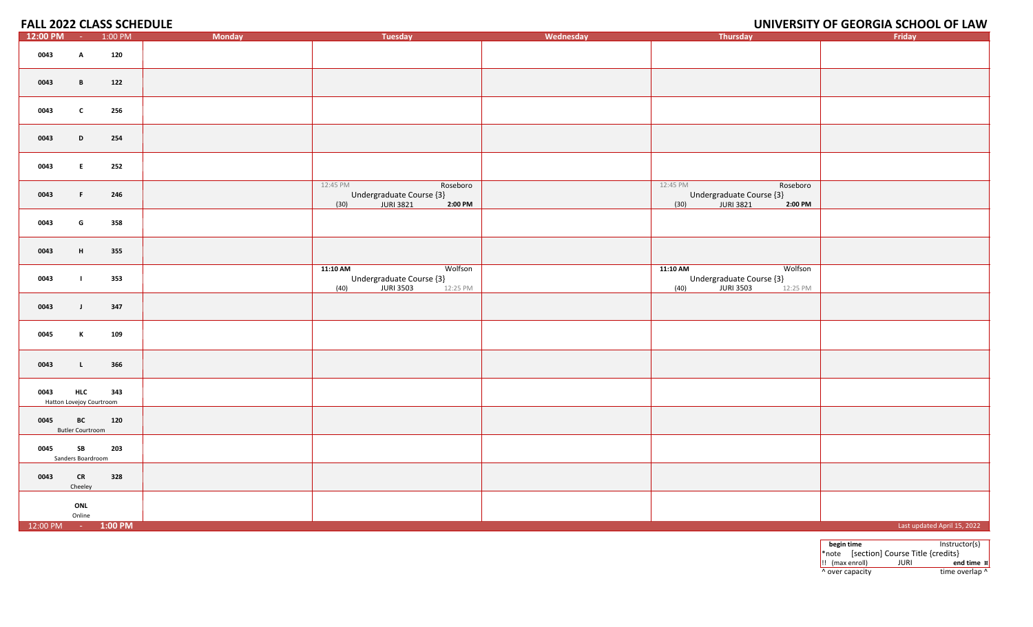# FALL 2022 CLASS SCHEDULE

# UNIVERSITY OF GEORGIA SCHOOL OF LAW

| 12:00 PM - 1:00 PM | Monday | Tuesday | Wednesday | Thursday | Friday |
|---|---|---|---|---|---|
| 0043 A 120 | | | | | |
| 0043 B 122 | | | | | |
| 0043 C 256 | | | | | |
| 0043 D 254 | | | | | |
| 0043 E 252 | | | | | |
| 0043 F 246 | | 12:45 PM Roseboro Undergraduate Course {3} (30) JURI 3821 **2:00 PM** | | 12:45 PM Roseboro Undergraduate Course {3} (30) JURI 3821 **2:00 PM** | |
| 0043 G 358 | | | | | |
| 0043 H 355 | | | | | |
| 0043 I 353 | | **11:10 AM** Wolfson Undergraduate Course {3} (40) JURI 3503 12:25 PM | | **11:10 AM** Wolfson Undergraduate Course {3} (40) JURI 3503 12:25 PM | |
| 0043 J 347 | | | | | |
| 0045 K 109 | | | | | |
| 0043 L 366 | | | | | |
| 0043 HLC 343 Hatton Lovejoy Courtroom | | | | | |
| 0045 BC 120 Butler Courtroom | | | | | |
| 0045 SB 203 Sanders Boardroom | | | | | |
| 0043 CR 328 Cheeley | | | | | |
| ONL Online | | | | | |
| 12:00 PM - **1:00 PM** | | | | | Last updated April 15, 2022 |

| **begin time** | Instructor(s) |
|---|---|
| *note [section] Course Title {credits} | |
| !! (max enroll) JURI | **end time** ¤ |
| ^ over capacity | time overlap ^ |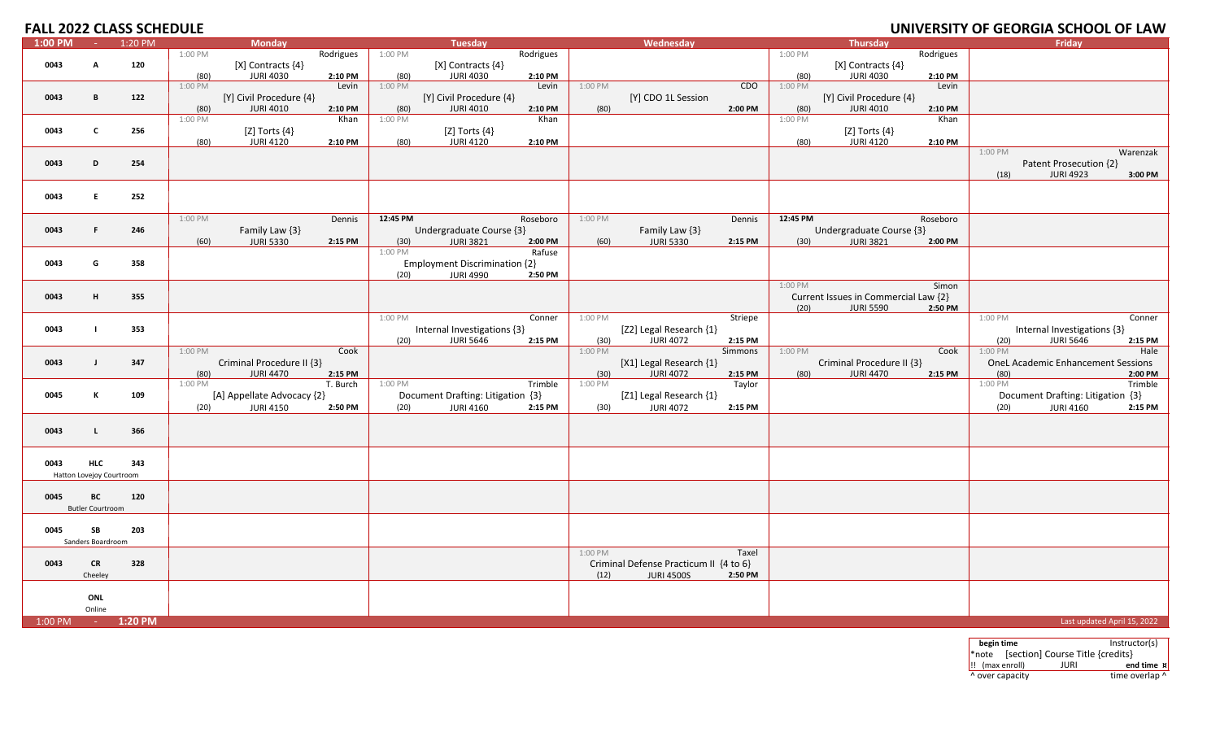# FALL 2022 CLASS SCHEDULE

# UNIVERSITY OF GEORGIA SCHOOL OF LAW

| 1:00 PM - 1:20 PM | Monday | Tuesday | Wednesday | Thursday | Friday |
|---|---|---|---|---|---|
| 0043 A 120 | 1:00 PM Rodrigues<br>[X] Contracts {4}<br>(80) JURI 4030 2:10 PM | 1:00 PM Rodrigues<br>[X] Contracts {4}<br>(80) JURI 4030 2:10 PM | | 1:00 PM Rodrigues<br>[X] Contracts {4}<br>(80) JURI 4030 2:10 PM | |
| 0043 B 122 | 1:00 PM Levin<br>[Y] Civil Procedure {4}<br>(80) JURI 4010 2:10 PM | 1:00 PM Levin<br>[Y] Civil Procedure {4}<br>(80) JURI 4010 2:10 PM | 1:00 PM CDO<br>[Y] CDO 1L Session<br>(80) 2:00 PM | 1:00 PM Levin<br>[Y] Civil Procedure {4}<br>(80) JURI 4010 2:10 PM | |
| 0043 C 256 | 1:00 PM Khan<br>[Z] Torts {4}<br>(80) JURI 4120 2:10 PM | 1:00 PM Khan<br>[Z] Torts {4}<br>(80) JURI 4120 2:10 PM | | 1:00 PM Khan<br>[Z] Torts {4}<br>(80) JURI 4120 2:10 PM | |
| 0043 D 254 | | | | | 1:00 PM Warenzak<br>Patent Prosecution {2}<br>(18) JURI 4923 3:00 PM |
| 0043 E 252 | | | | | |
| 0043 F 246 | 1:00 PM Dennis<br>Family Law {3}<br>(60) JURI 5330 2:15 PM | 12:45 PM Roseboro<br>Undergraduate Course {3}<br>(30) JURI 3821 2:00 PM | 1:00 PM Dennis<br>Family Law {3}<br>(60) JURI 5330 2:15 PM | 12:45 PM Roseboro<br>Undergraduate Course {3}<br>(30) JURI 3821 2:00 PM | |
| 0043 G 358 | | 1:00 PM Rafuse<br>Employment Discrimination {2}<br>(20) JURI 4990 2:50 PM | | | |
| 0043 H 355 | | | | 1:00 PM Simon<br>Current Issues in Commercial Law {2}<br>(20) JURI 5590 2:50 PM | |
| 0043 I 353 | | 1:00 PM Conner<br>Internal Investigations {3}<br>(20) JURI 5646 2:15 PM | 1:00 PM Striepe<br>[Z2] Legal Research {1}<br>(30) JURI 4072 2:15 PM | | 1:00 PM Conner<br>Internal Investigations {3}<br>(20) JURI 5646 2:15 PM |
| 0043 J 347 | 1:00 PM Cook<br>Criminal Procedure II {3}<br>(80) JURI 4470 2:15 PM | | 1:00 PM Simmons<br>[X1] Legal Research {1}<br>(30) JURI 4072 2:15 PM | 1:00 PM Cook<br>Criminal Procedure II {3}<br>(80) JURI 4470 2:15 PM | 1:00 PM Hale<br>OneL Academic Enhancement Sessions<br>(80) 2:00 PM |
| 0045 K 109 | 1:00 PM T. Burch<br>[A] Appellate Advocacy {2}<br>(20) JURI 4150 2:50 PM | 1:00 PM Trimble<br>Document Drafting: Litigation {3}<br>(20) JURI 4160 2:15 PM | 1:00 PM Taylor<br>[Z1] Legal Research {1}<br>(30) JURI 4072 2:15 PM | | 1:00 PM Trimble<br>Document Drafting: Litigation {3}<br>(20) JURI 4160 2:15 PM |
| 0043 L 366 | | | | | |
| 0043 HLC 343<br>Hatton Lovejoy Courtroom | | | | | |
| 0045 BC 120<br>Butler Courtroom | | | | | |
| 0045 SB 203<br>Sanders Boardroom | | | | | |
| 0043 CR 328<br>Cheeley | | | 1:00 PM Taxel<br>Criminal Defense Practicum II {4 to 6}<br>(12) JURI 4500S 2:50 PM | | |
| ONL<br>Online | | | | | |
| 1:00 PM - 1:20 PM | | | | | Last updated April 15, 2022 |

| begin time | | Instructor(s) |
|---|---|---|
| *note | [section] Course Title {credits} | |
| !! (max enroll) | JURI | end time ¤ |
| ^ over capacity | | time overlap ^ |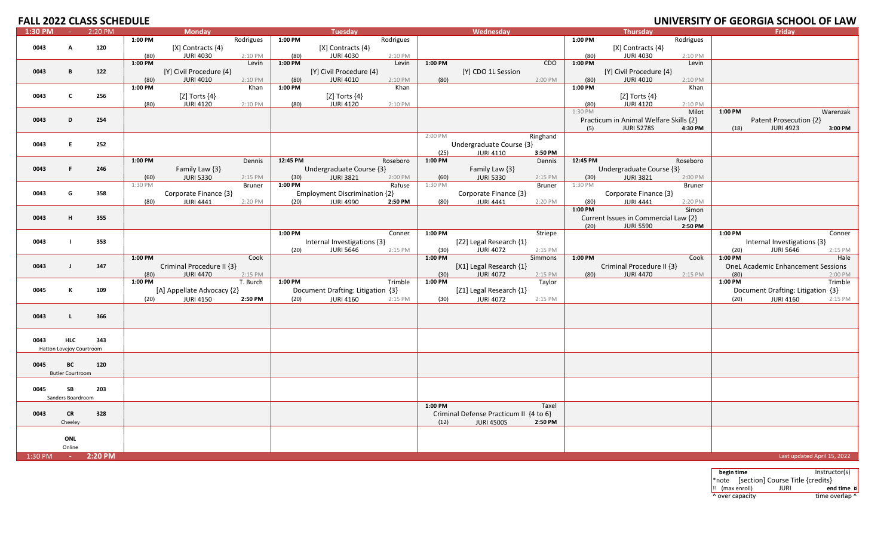# FALL 2022 CLASS SCHEDULE

# UNIVERSITY OF GEORGIA SCHOOL OF LAW

| 1:30 PM - 2:20 PM | | | Monday | Tuesday | Wednesday | Thursday | Friday |
|---|---|---|---|---|---|---|---|
| 0043 | A | 120 | 1:00 PM Rodrigues [X] Contracts {4} (80) JURI 4030 2:10 PM | 1:00 PM Rodrigues [X] Contracts {4} (80) JURI 4030 2:10 PM | | 1:00 PM Rodrigues [X] Contracts {4} (80) JURI 4030 2:10 PM | |
| 0043 | B | 122 | 1:00 PM Levin [Y] Civil Procedure {4} (80) JURI 4010 2:10 PM | 1:00 PM Levin [Y] Civil Procedure {4} (80) JURI 4010 2:10 PM | 1:00 PM CDO [Y] CDO 1L Session (80) 2:00 PM | 1:00 PM Levin [Y] Civil Procedure {4} (80) JURI 4010 2:10 PM | |
| 0043 | C | 256 | 1:00 PM Khan [Z] Torts {4} (80) JURI 4120 2:10 PM | 1:00 PM Khan [Z] Torts {4} (80) JURI 4120 2:10 PM | | 1:00 PM Khan [Z] Torts {4} (80) JURI 4120 2:10 PM | |
| 0043 | D | 254 | | | | 1:30 PM Milot Practicum in Animal Welfare Skills {2} (5) JURI 5278S 4:30 PM | 1:00 PM Warenzak Patent Prosecution {2} (18) JURI 4923 3:00 PM |
| 0043 | E | 252 | | | 2:00 PM Ringhand Undergraduate Course {3} (25) JURI 4110 3:50 PM | | |
| 0043 | F | 246 | 1:00 PM Dennis Family Law {3} (60) JURI 5330 2:15 PM | 12:45 PM Roseboro Undergraduate Course {3} (30) JURI 3821 2:00 PM | 1:00 PM Dennis Family Law {3} (60) JURI 5330 2:15 PM | 12:45 PM Roseboro Undergraduate Course {3} (30) JURI 3821 2:00 PM | |
| 0043 | G | 358 | 1:30 PM Bruner Corporate Finance {3} (80) JURI 4441 2:20 PM | 1:00 PM Rafuse Employment Discrimination {2} (20) JURI 4990 2:50 PM | 1:30 PM Bruner Corporate Finance {3} (80) JURI 4441 2:20 PM | 1:30 PM Bruner Corporate Finance {3} (80) JURI 4441 2:20 PM | |
| 0043 | H | 355 | | | | 1:00 PM Simon Current Issues in Commercial Law {2} (20) JURI 5590 2:50 PM | |
| 0043 | I | 353 | | 1:00 PM Conner Internal Investigations {3} (20) JURI 5646 2:15 PM | 1:00 PM Striepe [Z2] Legal Research {1} (30) JURI 4072 2:15 PM | | 1:00 PM Conner Internal Investigations {3} (20) JURI 5646 2:15 PM |
| 0043 | J | 347 | 1:00 PM Cook Criminal Procedure II {3} (80) JURI 4470 2:15 PM | | 1:00 PM Simmons [X1] Legal Research {1} (30) JURI 4072 2:15 PM | 1:00 PM Cook Criminal Procedure II {3} (80) JURI 4470 2:15 PM | 1:00 PM Hale OneL Academic Enhancement Sessions (80) 2:00 PM |
| 0045 | K | 109 | 1:00 PM T. Burch [A] Appellate Advocacy {2} (20) JURI 4150 2:50 PM | 1:00 PM Trimble Document Drafting: Litigation {3} (20) JURI 4160 2:15 PM | 1:00 PM Taylor [Z1] Legal Research {1} (30) JURI 4072 2:15 PM | | 1:00 PM Trimble Document Drafting: Litigation {3} (20) JURI 4160 2:15 PM |
| 0043 | L | 366 | | | | | |
| 0043 | HLC Hatton Lovejoy Courtroom | 343 | | | | | |
| 0045 | BC Butler Courtroom | 120 | | | | | |
| 0045 | SB Sanders Boardroom | 203 | | | | | |
| 0043 | CR Cheeley | 328 | | | 1:00 PM Taxel Criminal Defense Practicum II {4 to 6} (12) JURI 4500S 2:50 PM | | |
| | ONL Online | | | | | | |
| 1:30 PM - 2:20 PM | | | | | | | Last updated April 15, 2022 |

| begin time | | Instructor(s) |
|---|---|---|
| *note | [section] Course Title {credits} | |
| !! (max enroll) | JURI | end time ¤ |
| ^ over capacity | | time overlap ^ |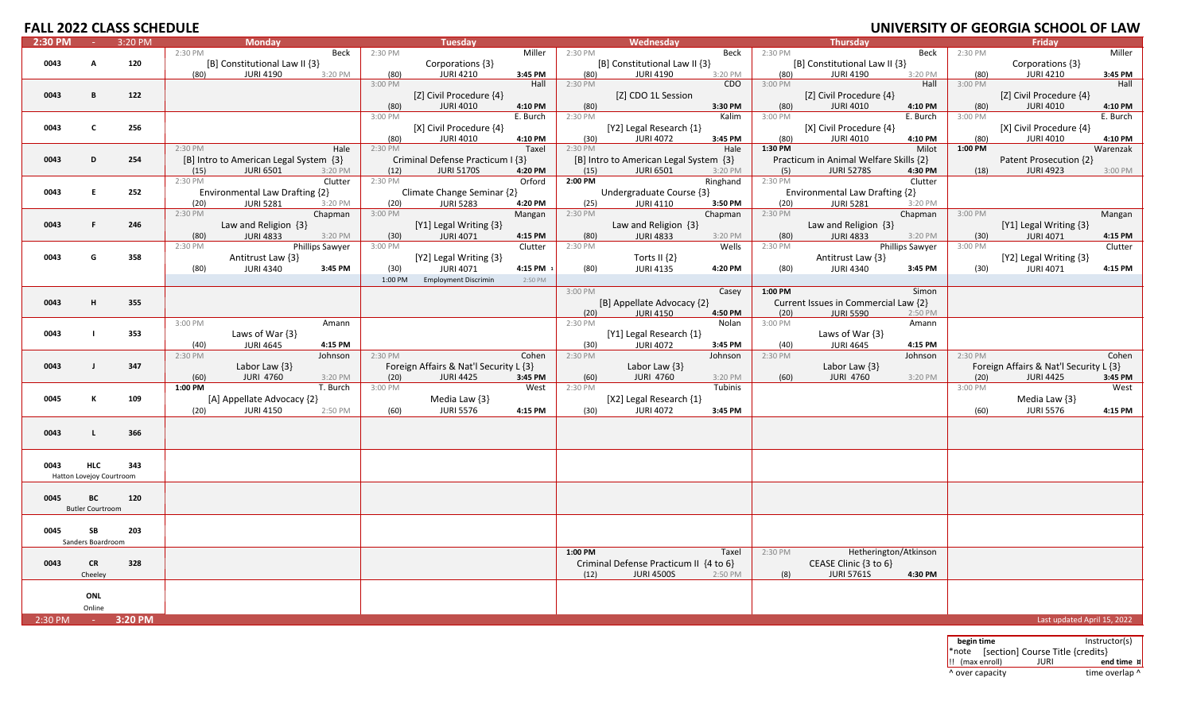# FALL 2022 CLASS SCHEDULE

# UNIVERSITY OF GEORGIA SCHOOL OF LAW

| 2:30 PM - 3:20 PM | Monday | Tuesday | Wednesday | Thursday | Friday |
|---|---|---|---|---|---|
| 0043 A 120 | 2:30 PM Beck [B] Constitutional Law II {3} (80) JURI 4190 3:20 PM | 2:30 PM Miller Corporations {3} (80) JURI 4210 3:45 PM | 2:30 PM Beck [B] Constitutional Law II {3} (80) JURI 4190 3:20 PM | 2:30 PM Beck [B] Constitutional Law II {3} (80) JURI 4190 3:20 PM | 2:30 PM Miller Corporations {3} (80) JURI 4210 3:45 PM |
| 0043 B 122 | | 3:00 PM Hall [Z] Civil Procedure {4} (80) JURI 4010 4:10 PM | 2:30 PM CDO [Z] CDO 1L Session (80) 3:30 PM | 3:00 PM Hall [Z] Civil Procedure {4} (80) JURI 4010 4:10 PM | 3:00 PM Hall [Z] Civil Procedure {4} (80) JURI 4010 4:10 PM |
| 0043 C 256 | | 3:00 PM E. Burch [X] Civil Procedure {4} (80) JURI 4010 4:10 PM | 2:30 PM Kalim [Y2] Legal Research {1} (30) JURI 4072 3:45 PM | 3:00 PM E. Burch [X] Civil Procedure {4} (80) JURI 4010 4:10 PM | 3:00 PM E. Burch [X] Civil Procedure {4} (80) JURI 4010 4:10 PM |
| 0043 D 254 | 2:30 PM Hale [B] Intro to American Legal System {3} (15) JURI 6501 3:20 PM | 2:30 PM Taxel Criminal Defense Practicum I {3} (12) JURI 5170S 4:20 PM | 2:30 PM Hale [B] Intro to American Legal System {3} (15) JURI 6501 3:20 PM | 1:30 PM Milot Practicum in Animal Welfare Skills {2} (5) JURI 5278S 4:30 PM | 1:00 PM Warenzak Patent Prosecution {2} (18) JURI 4923 3:00 PM |
| 0043 E 252 | 2:30 PM Clutter Environmental Law Drafting {2} (20) JURI 5281 3:20 PM | 2:30 PM Orford Climate Change Seminar {2} (20) JURI 5283 4:20 PM | 2:00 PM Ringhand Undergraduate Course {3} (25) JURI 4110 3:50 PM | 2:30 PM Clutter Environmental Law Drafting {2} (20) JURI 5281 3:20 PM | |
| 0043 F 246 | 2:30 PM Chapman Law and Religion {3} (80) JURI 4833 3:20 PM | 3:00 PM Mangan [Y1] Legal Writing {3} (30) JURI 4071 4:15 PM | 2:30 PM Chapman Law and Religion {3} (80) JURI 4833 3:20 PM | 2:30 PM Chapman Law and Religion {3} (80) JURI 4833 3:20 PM | 3:00 PM Mangan [Y1] Legal Writing {3} (30) JURI 4071 4:15 PM |
| 0043 G 358 | 2:30 PM Phillips Sawyer Antitrust Law {3} (80) JURI 4340 3:45 PM | 3:00 PM Clutter [Y2] Legal Writing {3} (30) JURI 4071 4:15 PM ¤; 1:00 PM Employment Discrimin 2:50 PM | 2:30 PM Wells Torts II {2} (80) JURI 4135 4:20 PM | 2:30 PM Phillips Sawyer Antitrust Law {3} (80) JURI 4340 3:45 PM | 3:00 PM Clutter [Y2] Legal Writing {3} (30) JURI 4071 4:15 PM |
| 0043 H 355 | | | 3:00 PM Casey [B] Appellate Advocacy {2} (20) JURI 4150 4:50 PM | 1:00 PM Simon Current Issues in Commercial Law {2} (20) JURI 5590 2:50 PM | |
| 0043 I 353 | 3:00 PM Amann Laws of War {3} (40) JURI 4645 4:15 PM | | 2:30 PM Nolan [Y1] Legal Research {1} (30) JURI 4072 3:45 PM | 3:00 PM Amann Laws of War {3} (40) JURI 4645 4:15 PM | |
| 0043 J 347 | 2:30 PM Johnson Labor Law {3} (60) JURI 4760 3:20 PM | 2:30 PM Cohen Foreign Affairs & Nat'l Security L {3} (20) JURI 4425 3:45 PM | 2:30 PM Johnson Labor Law {3} (60) JURI 4760 3:20 PM | 2:30 PM Johnson Labor Law {3} (60) JURI 4760 3:20 PM | 2:30 PM Cohen Foreign Affairs & Nat'l Security L {3} (20) JURI 4425 3:45 PM |
| 0045 K 109 | 1:00 PM T. Burch [A] Appellate Advocacy {2} (20) JURI 4150 2:50 PM | 3:00 PM West Media Law {3} (60) JURI 5576 4:15 PM | 2:30 PM Tubinis [X2] Legal Research {1} (30) JURI 4072 3:45 PM | | 3:00 PM West Media Law {3} (60) JURI 5576 4:15 PM |
| 0043 L 366 | | | | | |
| 0043 HLC 343 Hatton Lovejoy Courtroom | | | | | |
| 0045 BC 120 Butler Courtroom | | | | | |
| 0045 SB 203 Sanders Boardroom | | | | | |
| 0043 CR 328 Cheeley | | | 1:00 PM Taxel Criminal Defense Practicum II {4 to 6} (12) JURI 4500S 2:50 PM | 2:30 PM Hetherington/Atkinson CEASE Clinic {3 to 6} (8) JURI 5761S 4:30 PM | |
| ONL Online | | | | | |
| 2:30 PM - 3:20 PM | | | | | Last updated April 15, 2022 |

| begin time | | Instructor(s) |
|---|---|---|
| *note | [section] Course Title {credits} | |
| !! (max enroll) | JURI | end time ¤ |
| ^ over capacity | | time overlap ^ |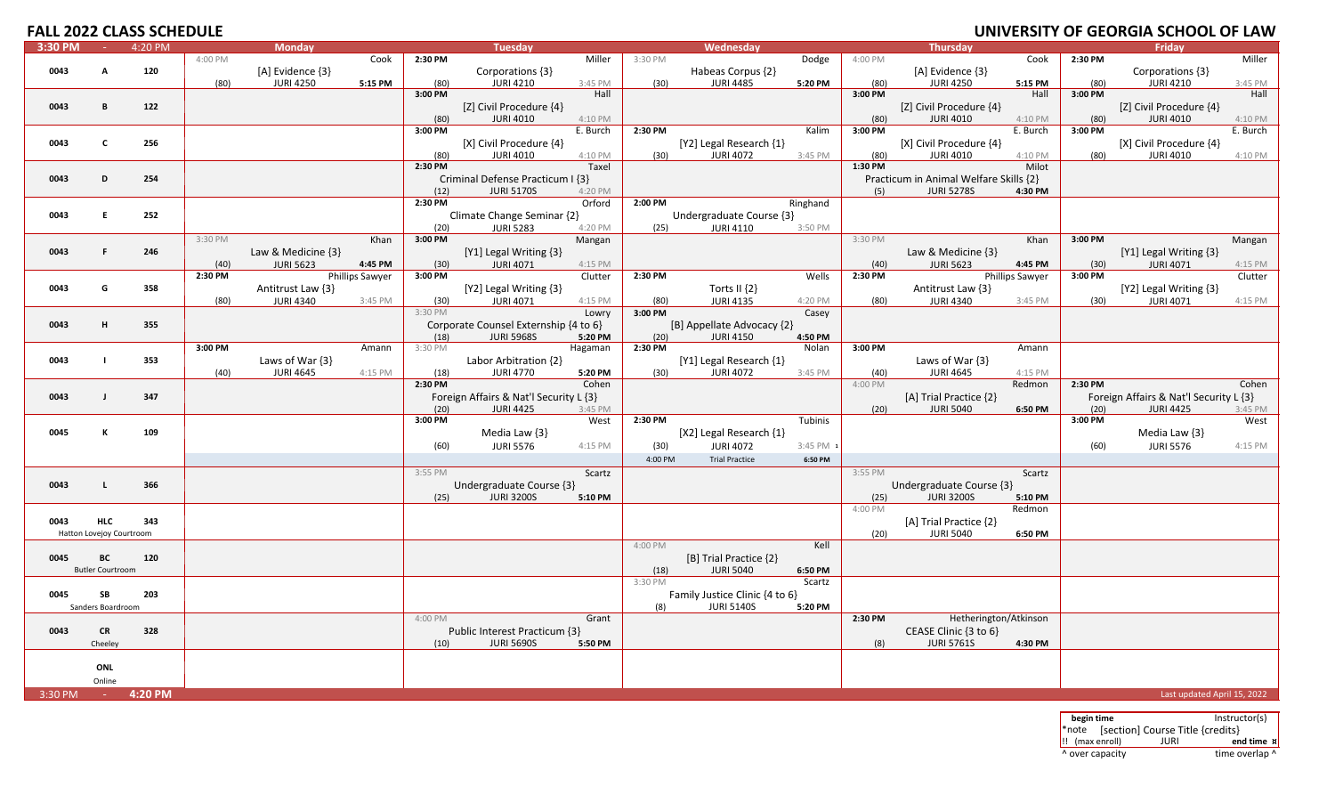# FALL 2022 CLASS SCHEDULE

# UNIVERSITY OF GEORGIA SCHOOL OF LAW

| 3:30 PM - 4:20 PM | Monday | Tuesday | Wednesday | Thursday | Friday |
|---|---|---|---|---|---|
| 0043 A 120 | 4:00 PM Cook<br>[A] Evidence {3}<br>(80) JURI 4250 **5:15 PM** | **2:30 PM** Miller<br>Corporations {3}<br>(80) JURI 4210 3:45 PM | 3:30 PM Dodge<br>Habeas Corpus {2}<br>(30) JURI 4485 **5:20 PM** | 4:00 PM Cook<br>[A] Evidence {3}<br>(80) JURI 4250 **5:15 PM** | **2:30 PM** Miller<br>Corporations {3}<br>(80) JURI 4210 3:45 PM |
| 0043 B 122 | | **3:00 PM** Hall<br>[Z] Civil Procedure {4}<br>(80) JURI 4010 4:10 PM | | **3:00 PM** Hall<br>[Z] Civil Procedure {4}<br>(80) JURI 4010 4:10 PM | **3:00 PM** Hall<br>[Z] Civil Procedure {4}<br>(80) JURI 4010 4:10 PM |
| 0043 C 256 | | **3:00 PM** E. Burch<br>[X] Civil Procedure {4}<br>(80) JURI 4010 4:10 PM | **2:30 PM** Kalim<br>[Y2] Legal Research {1}<br>(30) JURI 4072 3:45 PM | **3:00 PM** E. Burch<br>[X] Civil Procedure {4}<br>(80) JURI 4010 4:10 PM | **3:00 PM** E. Burch<br>[X] Civil Procedure {4}<br>(80) JURI 4010 4:10 PM |
| 0043 D 254 | | **2:30 PM** Taxel<br>Criminal Defense Practicum I {3}<br>(12) JURI 5170S 4:20 PM | | **1:30 PM** Milot<br>Practicum in Animal Welfare Skills {2}<br>(5) JURI 5278S **4:30 PM** | |
| 0043 E 252 | | **2:30 PM** Orford<br>Climate Change Seminar {2}<br>(20) JURI 5283 4:20 PM | **2:00 PM** Ringhand<br>Undergraduate Course {3}<br>(25) JURI 4110 3:50 PM | | |
| 0043 F 246 | 3:30 PM Khan<br>Law & Medicine {3}<br>(40) JURI 5623 **4:45 PM** | **3:00 PM** Mangan<br>[Y1] Legal Writing {3}<br>(30) JURI 4071 4:15 PM | | 3:30 PM Khan<br>Law & Medicine {3}<br>(40) JURI 5623 **4:45 PM** | **3:00 PM** Mangan<br>[Y1] Legal Writing {3}<br>(30) JURI 4071 4:15 PM |
| 0043 G 358 | **2:30 PM** Phillips Sawyer<br>Antitrust Law {3}<br>(80) JURI 4340 3:45 PM | **3:00 PM** Clutter<br>[Y2] Legal Writing {3}<br>(30) JURI 4071 4:15 PM | **2:30 PM** Wells<br>Torts II {2}<br>(80) JURI 4135 4:20 PM | **2:30 PM** Phillips Sawyer<br>Antitrust Law {3}<br>(80) JURI 4340 3:45 PM | **3:00 PM** Clutter<br>[Y2] Legal Writing {3}<br>(30) JURI 4071 4:15 PM |
| 0043 H 355 | | 3:30 PM Lowry<br>Corporate Counsel Externship {4 to 6}<br>(18) JURI 5968S **5:20 PM** | **3:00 PM** Casey<br>[B] Appellate Advocacy {2}<br>(20) JURI 4150 **4:50 PM** | | |
| 0043 I 353 | **3:00 PM** Amann<br>Laws of War {3}<br>(40) JURI 4645 4:15 PM | 3:30 PM Hagaman<br>Labor Arbitration {2}<br>(18) JURI 4770 **5:20 PM** | **2:30 PM** Nolan<br>[Y1] Legal Research {1}<br>(30) JURI 4072 3:45 PM | **3:00 PM** Amann<br>Laws of War {3}<br>(40) JURI 4645 4:15 PM | |
| 0043 J 347 | | **2:30 PM** Cohen<br>Foreign Affairs & Nat'l Security L {3}<br>(20) JURI 4425 3:45 PM | | 4:00 PM Redmon<br>[A] Trial Practice {2}<br>(20) JURI 5040 **6:50 PM** | **2:30 PM** Cohen<br>Foreign Affairs & Nat'l Security L {3}<br>(20) JURI 4425 3:45 PM |
| 0045 K 109 | | **3:00 PM** West<br>Media Law {3}<br>(60) JURI 5576 4:15 PM | **2:30 PM** Tubinis<br>[X2] Legal Research {1}<br>(30) JURI 4072 3:45 PM<br>4:00 PM Trial Practice **6:50 PM** | | **3:00 PM** West<br>Media Law {3}<br>(60) JURI 5576 4:15 PM |
| 0043 L 366 | | 3:55 PM Scartz<br>Undergraduate Course {3}<br>(25) JURI 3200S **5:10 PM** | | 3:55 PM Scartz<br>Undergraduate Course {3}<br>(25) JURI 3200S **5:10 PM** | |
| 0043 HLC 343<br>Hatton Lovejoy Courtroom | | | | 4:00 PM Redmon<br>[A] Trial Practice {2}<br>(20) JURI 5040 **6:50 PM** | |
| 0045 BC 120<br>Butler Courtroom | | | 4:00 PM Kell<br>[B] Trial Practice {2}<br>(18) JURI 5040 **6:50 PM** | | |
| 0045 SB 203<br>Sanders Boardroom | | | 3:30 PM Scartz<br>Family Justice Clinic {4 to 6}<br>(8) JURI 5140S **5:20 PM** | | |
| 0043 CR 328<br>Cheeley | | 4:00 PM Grant<br>Public Interest Practicum {3}<br>(10) JURI 5690S **5:50 PM** | | **2:30 PM** Hetherington/Atkinson<br>CEASE Clinic {3 to 6}<br>(8) JURI 5761S **4:30 PM** | |
| ONL<br>Online | | | | | |
| 3:30 PM - **4:20 PM** | | | | | Last updated April 15, 2022 |

| begin time | | Instructor(s) |
|---|---|---|
| *note | [section] Course Title {credits} | |
| !! (max enroll) | JURI | **end time ¤** |
| ^ over capacity | | time overlap ^ |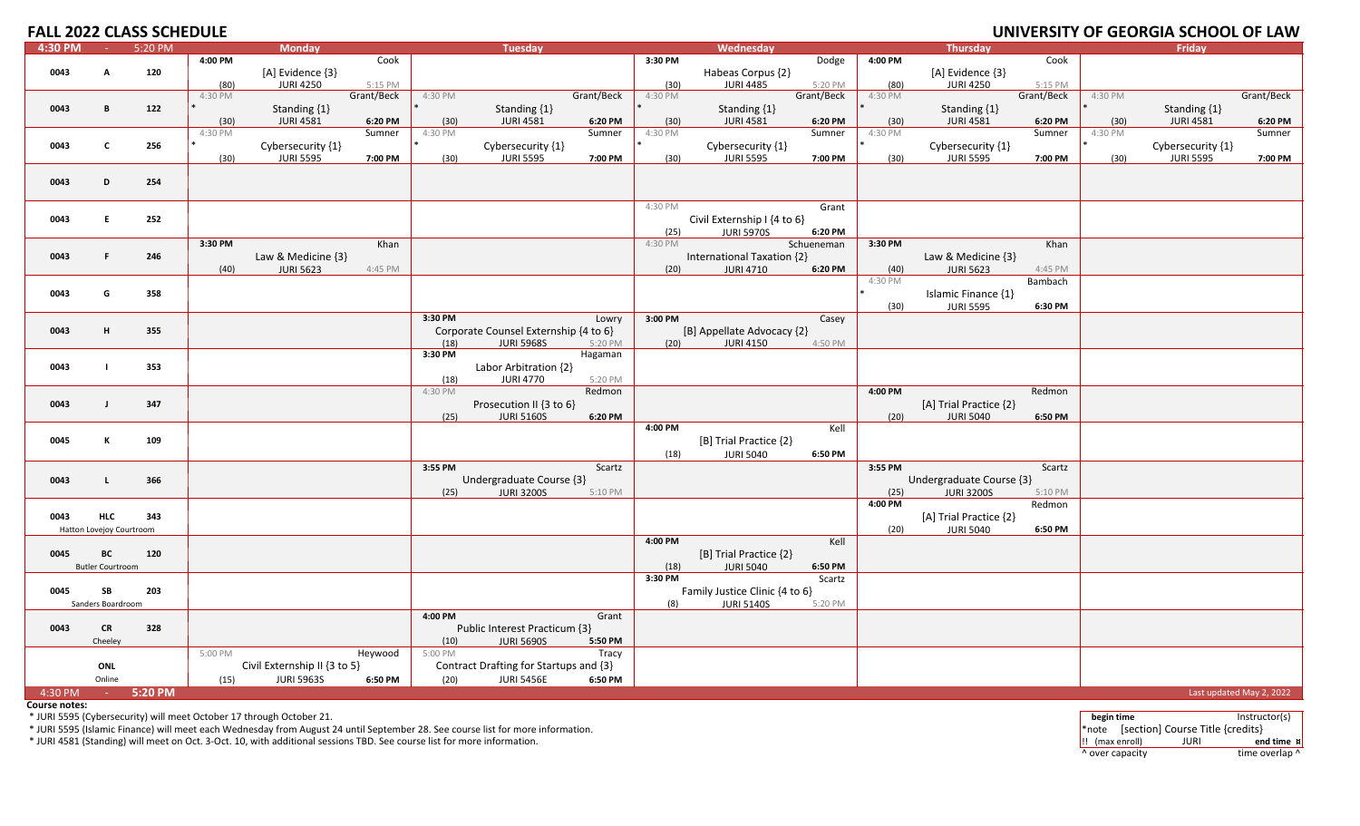# FALL 2022 CLASS SCHEDULE

# UNIVERSITY OF GEORGIA SCHOOL OF LAW

| 4:30 PM - 5:20 PM | | | Monday | Tuesday | Wednesday | Thursday | Friday |
|---|---|---|---|---|---|---|---|
| 0043 | A | 120 | 4:00 PM Cook<br>[A] Evidence {3}<br>(80) JURI 4250 5:15 PM | | 3:30 PM Dodge<br>Habeas Corpus {2}<br>(30) JURI 4485 5:20 PM | 4:00 PM Cook<br>[A] Evidence {3}<br>(80) JURI 4250 5:15 PM | |
| 0043 | B | 122 | 4:30 PM Grant/Beck<br>* Standing {1}<br>(30) JURI 4581 6:20 PM | 4:30 PM Grant/Beck<br>* Standing {1}<br>(30) JURI 4581 6:20 PM | 4:30 PM Grant/Beck<br>* Standing {1}<br>(30) JURI 4581 6:20 PM | 4:30 PM Grant/Beck<br>* Standing {1}<br>(30) JURI 4581 6:20 PM | 4:30 PM Grant/Beck<br>* Standing {1}<br>(30) JURI 4581 6:20 PM |
| 0043 | C | 256 | 4:30 PM Sumner<br>* Cybersecurity {1}<br>(30) JURI 5595 7:00 PM | 4:30 PM Sumner<br>* Cybersecurity {1}<br>(30) JURI 5595 7:00 PM | 4:30 PM Sumner<br>* Cybersecurity {1}<br>(30) JURI 5595 7:00 PM | 4:30 PM Sumner<br>* Cybersecurity {1}<br>(30) JURI 5595 7:00 PM | 4:30 PM Sumner<br>* Cybersecurity {1}<br>(30) JURI 5595 7:00 PM |
| 0043 | D | 254 | | | | | |
| 0043 | E | 252 | | | 4:30 PM Grant<br>Civil Externship I {4 to 6}<br>(25) JURI 5970S 6:20 PM | | |
| 0043 | F | 246 | 3:30 PM Khan<br>Law & Medicine {3}<br>(40) JURI 5623 4:45 PM | | 4:30 PM Schueneman<br>International Taxation {2}<br>(20) JURI 4710 6:20 PM | 3:30 PM Khan<br>Law & Medicine {3}<br>(40) JURI 5623 4:45 PM | |
| 0043 | G | 358 | | | | 4:30 PM Bambach<br>* Islamic Finance {1}<br>(30) JURI 5595 6:30 PM | |
| 0043 | H | 355 | | 3:30 PM Lowry<br>Corporate Counsel Externship {4 to 6}<br>(18) JURI 5968S 5:20 PM | 3:00 PM Casey<br>[B] Appellate Advocacy {2}<br>(20) JURI 4150 4:50 PM | | |
| 0043 | I | 353 | | 3:30 PM Hagaman<br>Labor Arbitration {2}<br>(18) JURI 4770 5:20 PM | | | |
| 0043 | J | 347 | | 4:30 PM Redmon<br>Prosecution II {3 to 6}<br>(25) JURI 5160S 6:20 PM | | 4:00 PM Redmon<br>[A] Trial Practice {2}<br>(20) JURI 5040 6:50 PM | |
| 0045 | K | 109 | | | 4:00 PM Kell<br>[B] Trial Practice {2}<br>(18) JURI 5040 6:50 PM | | |
| 0043 | L | 366 | | 3:55 PM Scartz<br>Undergraduate Course {3}<br>(25) JURI 3200S 5:10 PM | | 3:55 PM Scartz<br>Undergraduate Course {3}<br>(25) JURI 3200S 5:10 PM | |
| 0043 | HLC<br>Hatton Lovejoy Courtroom | 343 | | | | 4:00 PM Redmon<br>[A] Trial Practice {2}<br>(20) JURI 5040 6:50 PM | |
| 0045 | BC<br>Butler Courtroom | 120 | | | 4:00 PM Kell<br>[B] Trial Practice {2}<br>(18) JURI 5040 6:50 PM | | |
| 0045 | SB<br>Sanders Boardroom | 203 | | | 3:30 PM Scartz<br>Family Justice Clinic {4 to 6}<br>(8) JURI 5140S 5:20 PM | | |
| 0043 | CR<br>Cheeley | 328 | | 4:00 PM Grant<br>Public Interest Practicum {3}<br>(10) JURI 5690S 5:50 PM | | | |
| | ONL<br>Online | | 5:00 PM Heywood<br>Civil Externship II {3 to 5}<br>(15) JURI 5963S 6:50 PM | 5:00 PM Tracy<br>Contract Drafting for Startups and {3}<br>(20) JURI 5456E 6:50 PM | | | |
| 4:30 PM - 5:20 PM | | | | | | | Last updated May 2, 2022 |

**Course notes:**

* JURI 5595 (Cybersecurity) will meet October 17 through October 21.
* JURI 5595 (Islamic Finance) will meet each Wednesday from August 24 until September 28. See course list for more information.
* JURI 4581 (Standing) will meet on Oct. 3-Oct. 10, with additional sessions TBD. See course list for more information.

| **begin time** | | Instructor(s) |
|---|---|---|
| *note | [section] Course Title {credits} | |
| !! (max enroll) | JURI | **end time ¤** |
| ^ over capacity | | time overlap ^ |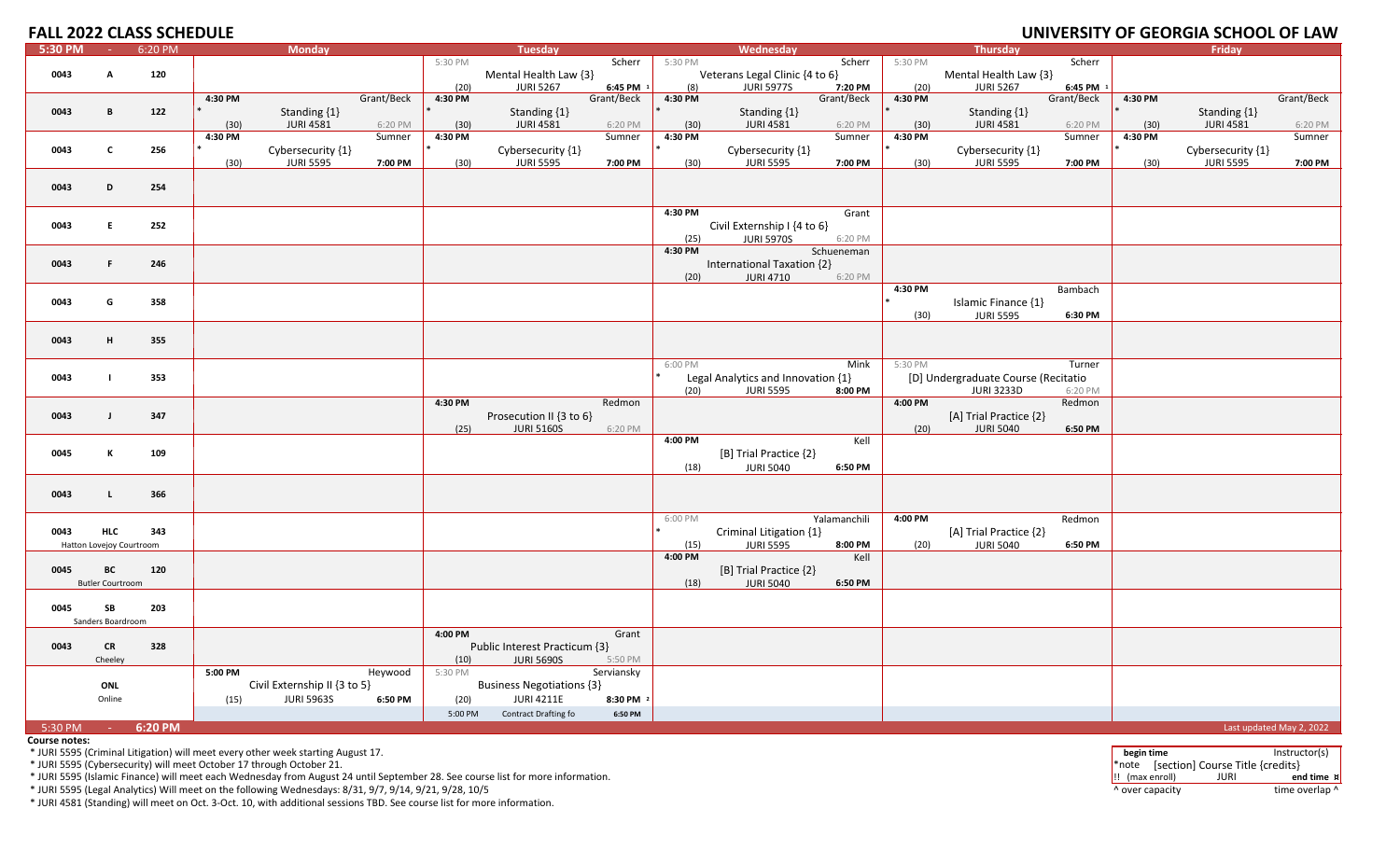# FALL 2022 CLASS SCHEDULE

## UNIVERSITY OF GEORGIA SCHOOL OF LAW

| 5:30 PM - 6:20 PM | | | Monday | Tuesday | Wednesday | Thursday | Friday |
|---|---|---|---|---|---|---|---|
| 0043 | A | 120 | | 5:30 PM Scherr<br>Mental Health Law {3}<br>(20) JURI 5267 6:45 PM ¹ | 5:30 PM Scherr<br>Veterans Legal Clinic {4 to 6}<br>(8) JURI 5977S 7:20 PM | 5:30 PM Scherr<br>Mental Health Law {3}<br>(20) JURI 5267 6:45 PM ¹ | |
| 0043 | B | 122 | 4:30 PM Grant/Beck<br>* Standing {1}<br>(30) JURI 4581 6:20 PM | 4:30 PM Grant/Beck<br>* Standing {1}<br>(30) JURI 4581 6:20 PM | 4:30 PM Grant/Beck<br>* Standing {1}<br>(30) JURI 4581 6:20 PM | 4:30 PM Grant/Beck<br>* Standing {1}<br>(30) JURI 4581 6:20 PM | 4:30 PM Grant/Beck<br>* Standing {1}<br>(30) JURI 4581 6:20 PM |
| 0043 | C | 256 | 4:30 PM Sumner<br>* Cybersecurity {1}<br>(30) JURI 5595 7:00 PM | 4:30 PM Sumner<br>* Cybersecurity {1}<br>(30) JURI 5595 7:00 PM | 4:30 PM Sumner<br>* Cybersecurity {1}<br>(30) JURI 5595 7:00 PM | 4:30 PM Sumner<br>* Cybersecurity {1}<br>(30) JURI 5595 7:00 PM | 4:30 PM Sumner<br>* Cybersecurity {1}<br>(30) JURI 5595 7:00 PM |
| 0043 | D | 254 | | | | | |
| 0043 | E | 252 | | | 4:30 PM Grant<br>Civil Externship I {4 to 6}<br>(25) JURI 5970S 6:20 PM | | |
| 0043 | F | 246 | | | 4:30 PM Schueneman<br>International Taxation {2}<br>(20) JURI 4710 6:20 PM | | |
| 0043 | G | 358 | | | | 4:30 PM Bambach<br>* Islamic Finance {1}<br>(30) JURI 5595 6:30 PM | |
| 0043 | H | 355 | | | | | |
| 0043 | I | 353 | | | 6:00 PM Mink<br>* Legal Analytics and Innovation {1}<br>(20) JURI 5595 8:00 PM | 5:30 PM Turner<br>[D] Undergraduate Course (Recitatio<br>JURI 3233D 6:20 PM | |
| 0043 | J | 347 | | 4:30 PM Redmon<br>Prosecution II {3 to 6}<br>(25) JURI 5160S 6:20 PM | | 4:00 PM Redmon<br>[A] Trial Practice {2}<br>(20) JURI 5040 6:50 PM | |
| 0045 | K | 109 | | | 4:00 PM Kell<br>[B] Trial Practice {2}<br>(18) JURI 5040 6:50 PM | | |
| 0043 | L | 366 | | | | | |
| 0043 | HLC (Hatton Lovejoy Courtroom) | 343 | | | 6:00 PM Yalamanchili<br>* Criminal Litigation {1}<br>(15) JURI 5595 8:00 PM | 4:00 PM Redmon<br>[A] Trial Practice {2}<br>(20) JURI 5040 6:50 PM | |
| 0045 | BC (Butler Courtroom) | 120 | | | 4:00 PM Kell<br>[B] Trial Practice {2}<br>(18) JURI 5040 6:50 PM | | |
| 0045 | SB (Sanders Boardroom) | 203 | | | | | |
| 0043 | CR (Cheeley) | 328 | | 4:00 PM Grant<br>Public Interest Practicum {3}<br>(10) JURI 5690S 5:50 PM | | | |
| ONL (Online) | | | 5:00 PM Heywood<br>Civil Externship II {3 to 5}<br>(15) JURI 5963S 6:50 PM | 5:30 PM Serviansky<br>Business Negotiations {3}<br>(20) JURI 4211E 8:30 PM ²<br>5:00 PM Contract Drafting fo 6:50 PM | | | |

5:30 PM - 6:20 PM — Last updated May 2, 2022

**Course notes:**

* JURI 5595 (Criminal Litigation) will meet every other week starting August 17.
* JURI 5595 (Cybersecurity) will meet October 17 through October 21.
* JURI 5595 (Islamic Finance) will meet each Wednesday from August 24 until September 28. See course list for more information.
* JURI 5595 (Legal Analytics) Will meet on the following Wednesdays: 8/31, 9/7, 9/14, 9/21, 9/28, 10/5
* JURI 4581 (Standing) will meet on Oct. 3-Oct. 10, with additional sessions TBD. See course list for more information.

**Legend:**

| begin time | | Instructor(s) |
|---|---|---|
| *note | [section] Course Title {credits} | |
| !! (max enroll) | JURI | end time ¤ |
| ^ over capacity | | time overlap ^ |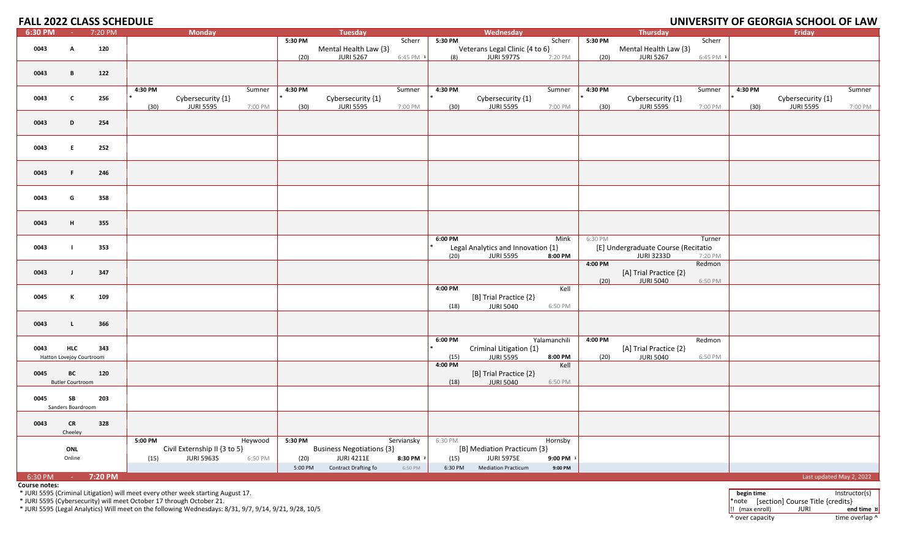# FALL 2022 CLASS SCHEDULE

# UNIVERSITY OF GEORGIA SCHOOL OF LAW

| 6:30 PM - 7:20 PM | Monday | Tuesday | Wednesday | Thursday | Friday |
|---|---|---|---|---|---|
| 0043 A 120 | | 5:30 PM Scherr<br>Mental Health Law {3}<br>(20) JURI 5267 6:45 PM ¹ | 5:30 PM Scherr<br>Veterans Legal Clinic {4 to 6}<br>(8) JURI 5977S 7:20 PM | 5:30 PM Scherr<br>Mental Health Law {3}<br>(20) JURI 5267 6:45 PM ¹ | |
| 0043 B 122 | | | | | |
| 0043 C 256 | 4:30 PM Sumner<br>* Cybersecurity {1}<br>(30) JURI 5595 7:00 PM | 4:30 PM Sumner<br>* Cybersecurity {1}<br>(30) JURI 5595 7:00 PM | 4:30 PM Sumner<br>* Cybersecurity {1}<br>(30) JURI 5595 7:00 PM | 4:30 PM Sumner<br>* Cybersecurity {1}<br>(30) JURI 5595 7:00 PM | 4:30 PM Sumner<br>* Cybersecurity {1}<br>(30) JURI 5595 7:00 PM |
| 0043 D 254 | | | | | |
| 0043 E 252 | | | | | |
| 0043 F 246 | | | | | |
| 0043 G 358 | | | | | |
| 0043 H 355 | | | | | |
| 0043 I 353 | | | 6:00 PM Mink<br>* Legal Analytics and Innovation {1}<br>(20) JURI 5595 8:00 PM | 6:30 PM Turner<br>[E] Undergraduate Course (Recitatio<br>JURI 3233D 7:20 PM | |
| 0043 J 347 | | | | 4:00 PM Redmon<br>[A] Trial Practice {2}<br>(20) JURI 5040 6:50 PM | |
| 0045 K 109 | | | 4:00 PM Kell<br>[B] Trial Practice {2}<br>(18) JURI 5040 6:50 PM | | |
| 0043 L 366 | | | | | |
| 0043 HLC 343<br>Hatton Lovejoy Courtroom | | | 6:00 PM Yalamanchili<br>* Criminal Litigation {1}<br>(15) JURI 5595 8:00 PM | 4:00 PM Redmon<br>[A] Trial Practice {2}<br>(20) JURI 5040 6:50 PM | |
| 0045 BC 120<br>Butler Courtroom | | | 4:00 PM Kell<br>[B] Trial Practice {2}<br>(18) JURI 5040 6:50 PM | | |
| 0045 SB 203<br>Sanders Boardroom | | | | | |
| 0043 CR 328<br>Cheeley | | | | | |
| ONL<br>Online | 5:00 PM Heywood<br>Civil Externship II {3 to 5}<br>(15) JURI 5963S 6:50 PM | 5:30 PM Serviansky<br>Business Negotiations {3}<br>(20) JURI 4211E 8:30 PM ²<br>5:00 PM Contract Drafting fo 6:50 PM | 6:30 PM Hornsby<br>[B] Mediation Practicum {3}<br>(15) JURI 5975E 9:00 PM ¹<br>6:30 PM Mediation Practicum 9:00 PM | | |
| 6:30 PM - 7:20 PM | | | | | Last updated May 2, 2022 |

**Course notes:**

* JURI 5595 (Criminal Litigation) will meet every other week starting August 17.
* JURI 5595 (Cybersecurity) will meet October 17 through October 21.
* JURI 5595 (Legal Analytics) Will meet on the following Wednesdays: 8/31, 9/7, 9/14, 9/21, 9/28, 10/5

| | | |
|---|---|---|
| begin time | | Instructor(s) |
| *note | [section] Course Title {credits} | |
| !! (max enroll) | JURI | end time ¤ |
| ^ over capacity | | time overlap ^ |